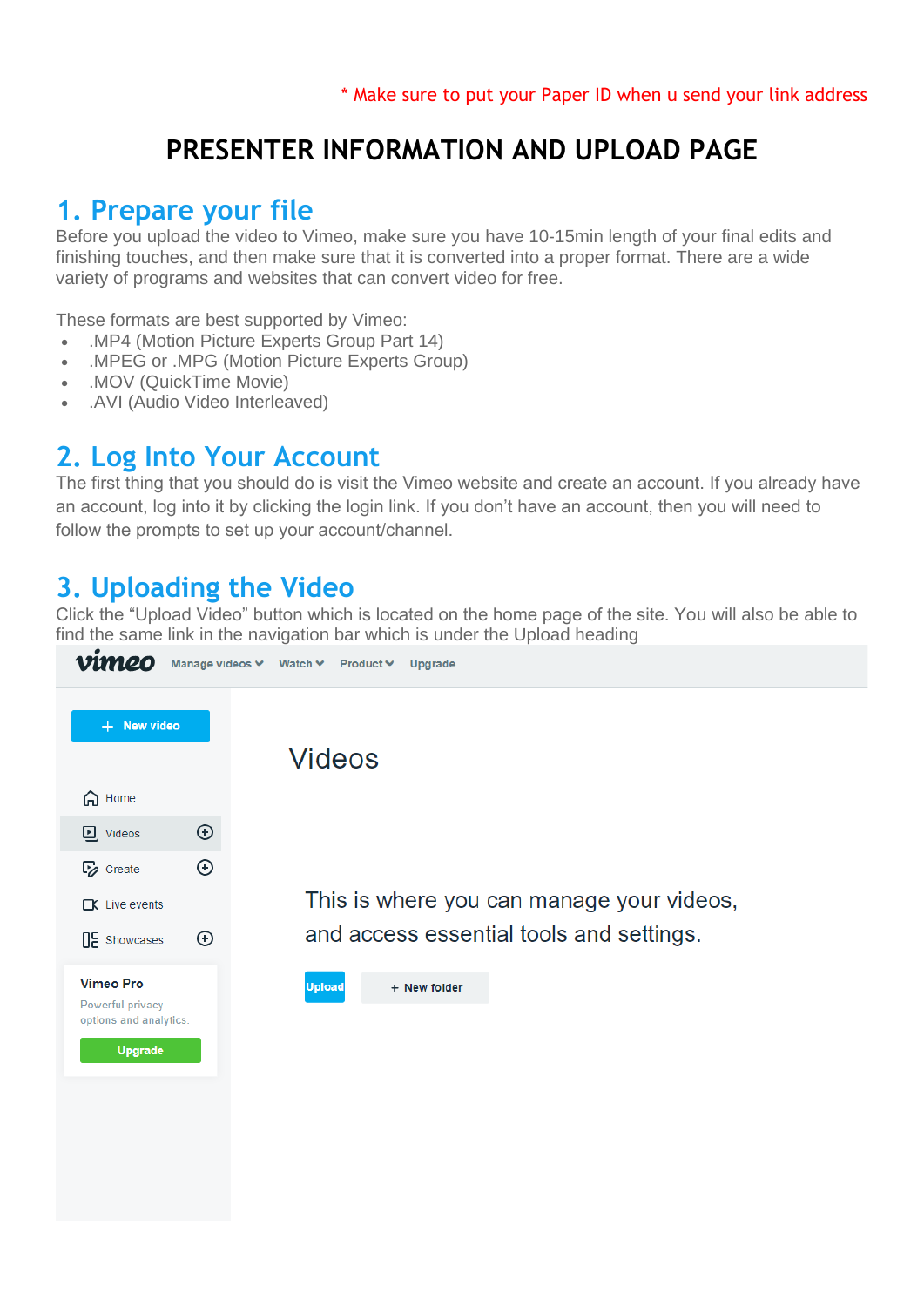* Make sure to put your Paper ID when u send your link address

# PRESENTER INFORMATION AND UPLOAD PAGE

## 1. Prepare your file

Before you upload the video to Vimeo, make sure you have 10-15min length of your final edits and finishing touches, and then make sure that it is converted into a proper format. There are a wide variety of programs and websites that can convert video for free.

These formats are best supported by Vimeo:

- .MP4 (Motion Picture Experts Group Part 14)
- .MPEG or .MPG (Motion Picture Experts Group)
- .MOV (QuickTime Movie)
- .AVI (Audio Video Interleaved)

## 2. Log Into Your Account

The first thing that you should do is visit the Vimeo website and create an account. If you already have an account, log into it by clicking the login link. If you don't have an account, then you will need to follow the prompts to set up your account/channel.

## 3. Uploading the Video

Click the "Upload Video" button which is located on the home page of the site. You will also be able to find the same link in the navigation bar which is under the Upload heading

vimeo Manage videos Watch Product Upgrade

New video

Home

Videos

Create

Live events

Showcases

Vimeo Pro

Powerful privacy options and analytics.

Upgrade

Videos

This is where you can manage your videos, and access essential tools and settings.

Upload + New folder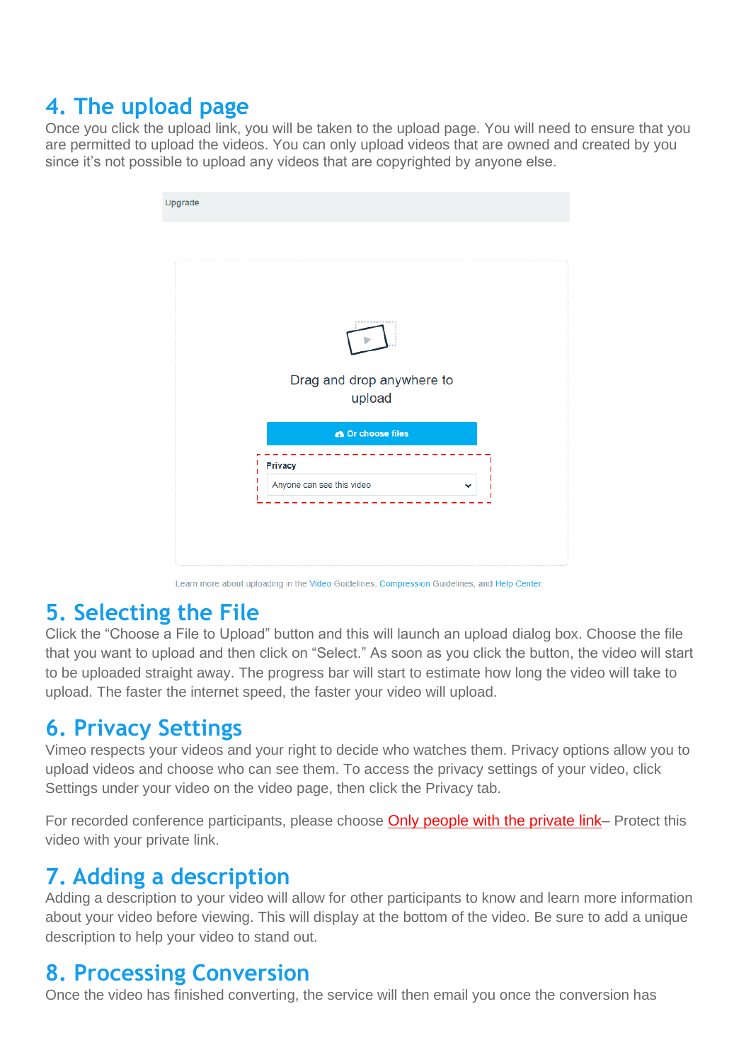## 4. The upload page

Once you click the upload link, you will be taken to the upload page. You will need to ensure that you are permitted to upload the videos. You can only upload videos that are owned and created by you since it's not possible to upload any videos that are copyrighted by anyone else.

Upgrade

Drag and drop anywhere to upload

Or choose files

Privacy

Anyone can see this video

Learn more about uploading in the Video Guidelines, Compression Guidelines, and Help Center

## 5. Selecting the File

Click the "Choose a File to Upload" button and this will launch an upload dialog box. Choose the file that you want to upload and then click on "Select." As soon as you click the button, the video will start to be uploaded straight away. The progress bar will start to estimate how long the video will take to upload. The faster the internet speed, the faster your video will upload.

## 6. Privacy Settings

Vimeo respects your videos and your right to decide who watches them. Privacy options allow you to upload videos and choose who can see them. To access the privacy settings of your video, click Settings under your video on the video page, then click the Privacy tab.

For recorded conference participants, please choose Only people with the private link– Protect this video with your private link.

## 7. Adding a description

Adding a description to your video will allow for other participants to know and learn more information about your video before viewing. This will display at the bottom of the video. Be sure to add a unique description to help your video to stand out.

## 8. Processing Conversion

Once the video has finished converting, the service will then email you once the conversion has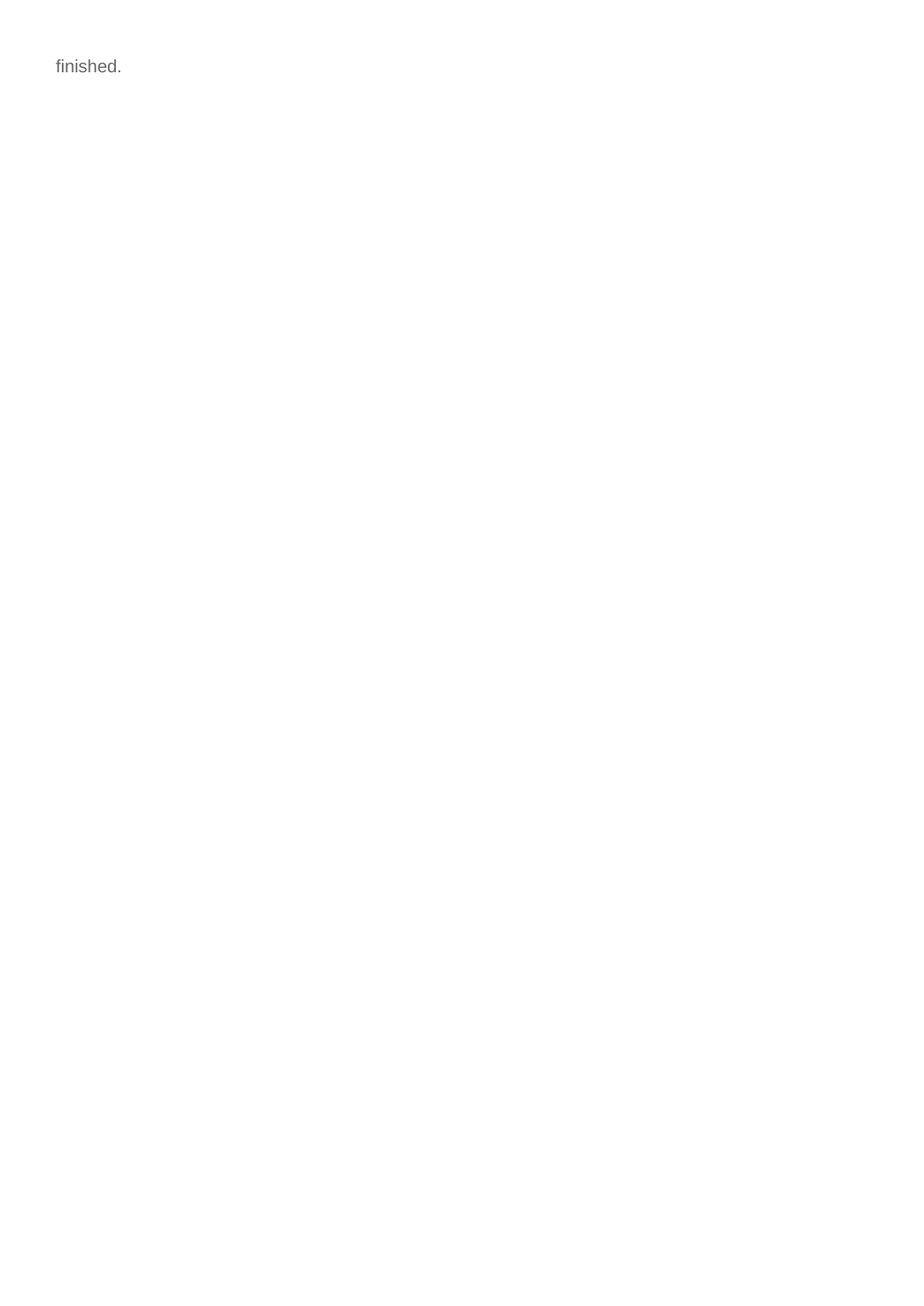finished.